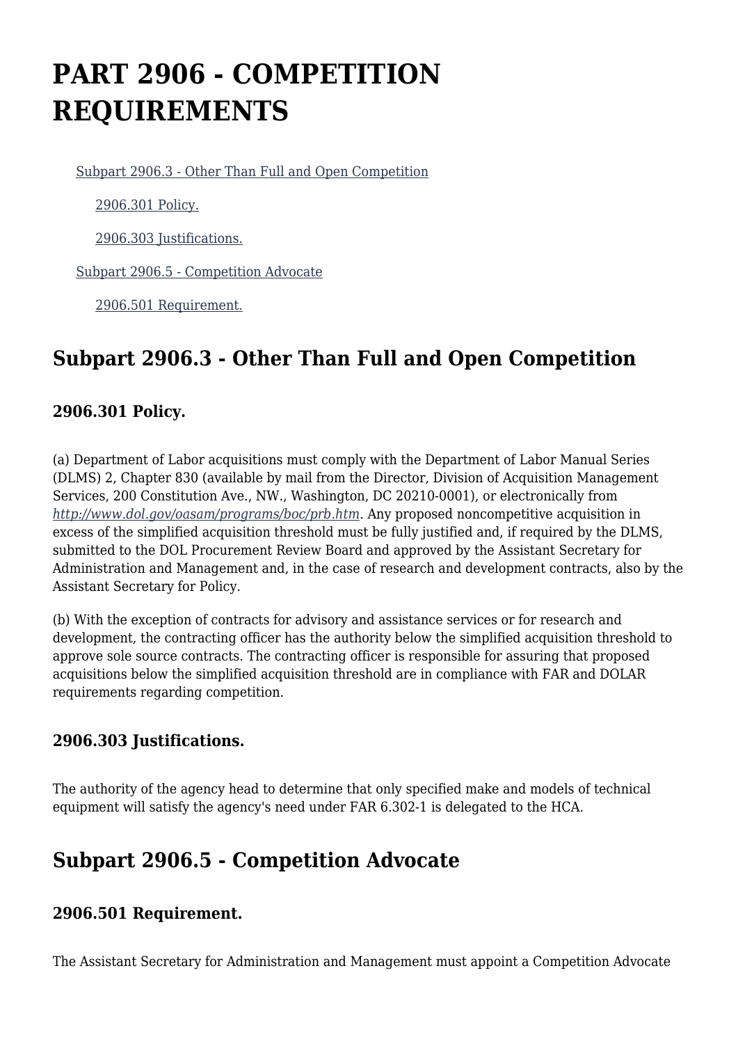# PART 2906 - COMPETITION REQUIREMENTS

[Subpart 2906.3 - Other Than Full and Open Competition](#)

[2906.301 Policy.](#)

[2906.303 Justifications.](#)

[Subpart 2906.5 - Competition Advocate](#)

[2906.501 Requirement.](#)

## Subpart 2906.3 - Other Than Full and Open Competition

### 2906.301 Policy.

(a) Department of Labor acquisitions must comply with the Department of Labor Manual Series (DLMS) 2, Chapter 830 (available by mail from the Director, Division of Acquisition Management Services, 200 Constitution Ave., NW., Washington, DC 20210-0001), or electronically from *http://www.dol.gov/oasam/programs/boc/prb.htm*. Any proposed noncompetitive acquisition in excess of the simplified acquisition threshold must be fully justified and, if required by the DLMS, submitted to the DOL Procurement Review Board and approved by the Assistant Secretary for Administration and Management and, in the case of research and development contracts, also by the Assistant Secretary for Policy.

(b) With the exception of contracts for advisory and assistance services or for research and development, the contracting officer has the authority below the simplified acquisition threshold to approve sole source contracts. The contracting officer is responsible for assuring that proposed acquisitions below the simplified acquisition threshold are in compliance with FAR and DOLAR requirements regarding competition.

### 2906.303 Justifications.

The authority of the agency head to determine that only specified make and models of technical equipment will satisfy the agency's need under FAR 6.302-1 is delegated to the HCA.

## Subpart 2906.5 - Competition Advocate

### 2906.501 Requirement.

The Assistant Secretary for Administration and Management must appoint a Competition Advocate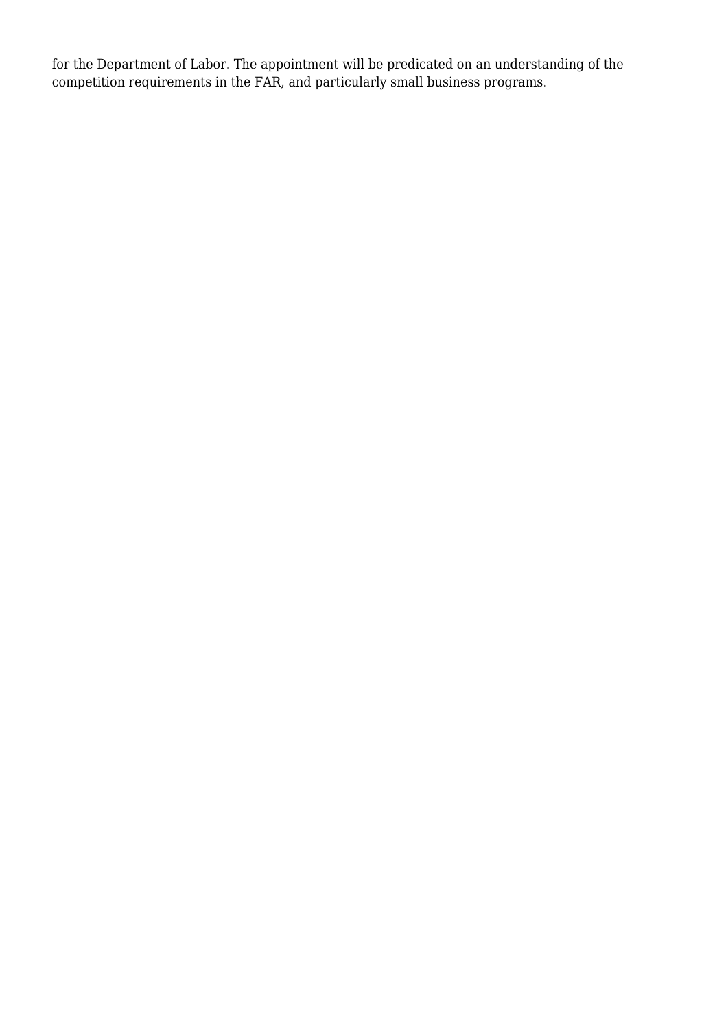for the Department of Labor. The appointment will be predicated on an understanding of the competition requirements in the FAR, and particularly small business programs.